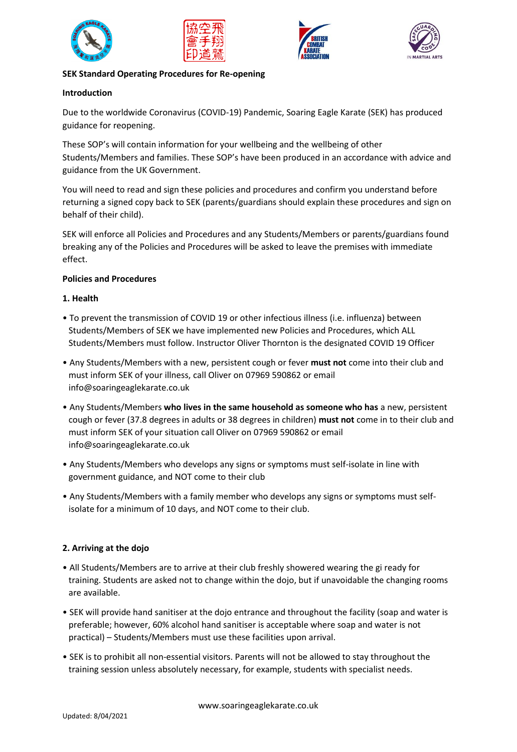**SEK Standard Operating Procedures for Re-opening**

**Introduction**

Due to the worldwide Coronavirus (COVID-19) Pandemic, Soaring Eagle Karate (SEK) has produced guidance for reopening.

These SOP's will contain information for your wellbeing and the wellbeing of other Students/Members and families. These SOP's have been produced in an accordance with advice and guidance from the UK Government.

You will need to read and sign these policies and procedures and confirm you understand before returning a signed copy back to SEK (parents/guardians should explain these procedures and sign on behalf of their child).

SEK will enforce all Policies and Procedures and any Students/Members or parents/guardians found breaking any of the Policies and Procedures will be asked to leave the premises with immediate effect.

**Policies and Procedures**

**1. Health**

- To prevent the transmission of COVID 19 or other infectious illness (i.e. influenza) between Students/Members of SEK we have implemented new Policies and Procedures, which ALL Students/Members must follow. Instructor Oliver Thornton is the designated COVID 19 Officer
- Any Students/Members with a new, persistent cough or fever **must not** come into their club and must inform SEK of your illness, call Oliver on 07969 590862 or email info@soaringeaglekarate.co.uk
- Any Students/Members **who lives in the same household as someone who has** a new, persistent cough or fever (37.8 degrees in adults or 38 degrees in children) **must not** come in to their club and must inform SEK of your situation call Oliver on 07969 590862 or email info@soaringeaglekarate.co.uk
- Any Students/Members who develops any signs or symptoms must self-isolate in line with government guidance, and NOT come to their club
- Any Students/Members with a family member who develops any signs or symptoms must self-isolate for a minimum of 10 days, and NOT come to their club.

**2. Arriving at the dojo**

- All Students/Members are to arrive at their club freshly showered wearing the gi ready for training. Students are asked not to change within the dojo, but if unavoidable the changing rooms are available.
- SEK will provide hand sanitiser at the dojo entrance and throughout the facility (soap and water is preferable; however, 60% alcohol hand sanitiser is acceptable where soap and water is not practical) – Students/Members must use these facilities upon arrival.
- SEK is to prohibit all non-essential visitors. Parents will not be allowed to stay throughout the training session unless absolutely necessary, for example, students with specialist needs.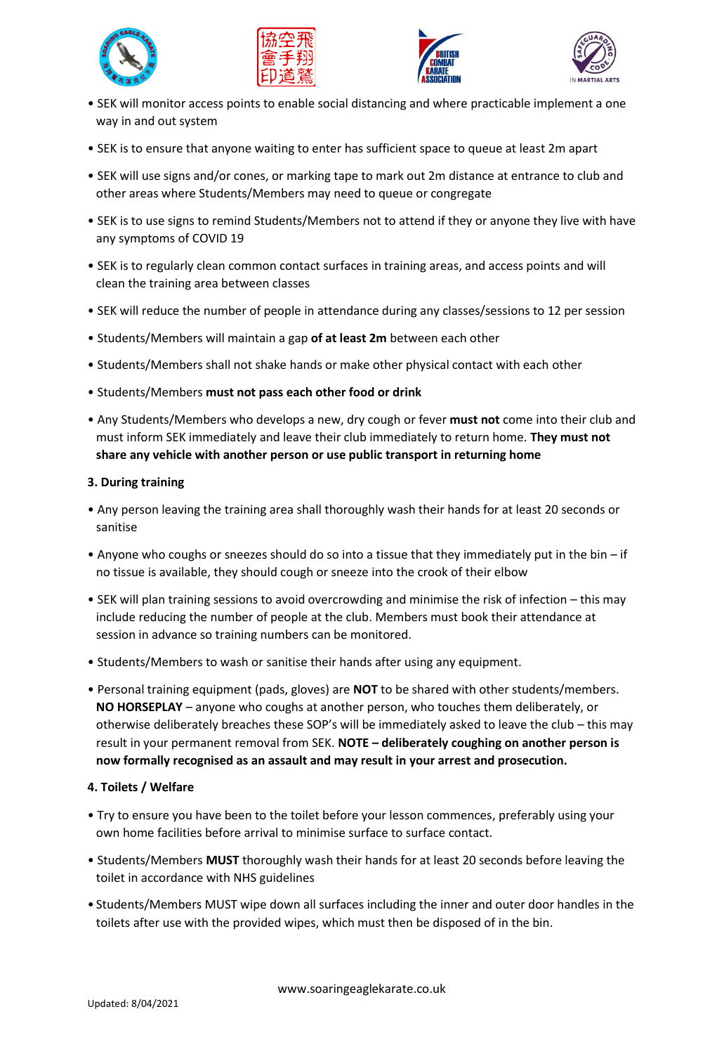- SEK will monitor access points to enable social distancing and where practicable implement a one way in and out system
- SEK is to ensure that anyone waiting to enter has sufficient space to queue at least 2m apart
- SEK will use signs and/or cones, or marking tape to mark out 2m distance at entrance to club and other areas where Students/Members may need to queue or congregate
- SEK is to use signs to remind Students/Members not to attend if they or anyone they live with have any symptoms of COVID 19
- SEK is to regularly clean common contact surfaces in training areas, and access points and will clean the training area between classes
- SEK will reduce the number of people in attendance during any classes/sessions to 12 per session
- Students/Members will maintain a gap **of at least 2m** between each other
- Students/Members shall not shake hands or make other physical contact with each other
- Students/Members **must not pass each other food or drink**
- Any Students/Members who develops a new, dry cough or fever **must not** come into their club and must inform SEK immediately and leave their club immediately to return home. **They must not share any vehicle with another person or use public transport in returning home**

**3. During training**

- Any person leaving the training area shall thoroughly wash their hands for at least 20 seconds or sanitise
- Anyone who coughs or sneezes should do so into a tissue that they immediately put in the bin – if no tissue is available, they should cough or sneeze into the crook of their elbow
- SEK will plan training sessions to avoid overcrowding and minimise the risk of infection – this may include reducing the number of people at the club. Members must book their attendance at session in advance so training numbers can be monitored.
- Students/Members to wash or sanitise their hands after using any equipment.
- Personal training equipment (pads, gloves) are **NOT** to be shared with other students/members. **NO HORSEPLAY** – anyone who coughs at another person, who touches them deliberately, or otherwise deliberately breaches these SOP's will be immediately asked to leave the club – this may result in your permanent removal from SEK. **NOTE – deliberately coughing on another person is now formally recognised as an assault and may result in your arrest and prosecution.**

**4. Toilets / Welfare**

- Try to ensure you have been to the toilet before your lesson commences, preferably using your own home facilities before arrival to minimise surface to surface contact.
- Students/Members **MUST** thoroughly wash their hands for at least 20 seconds before leaving the toilet in accordance with NHS guidelines
- Students/Members MUST wipe down all surfaces including the inner and outer door handles in the toilets after use with the provided wipes, which must then be disposed of in the bin.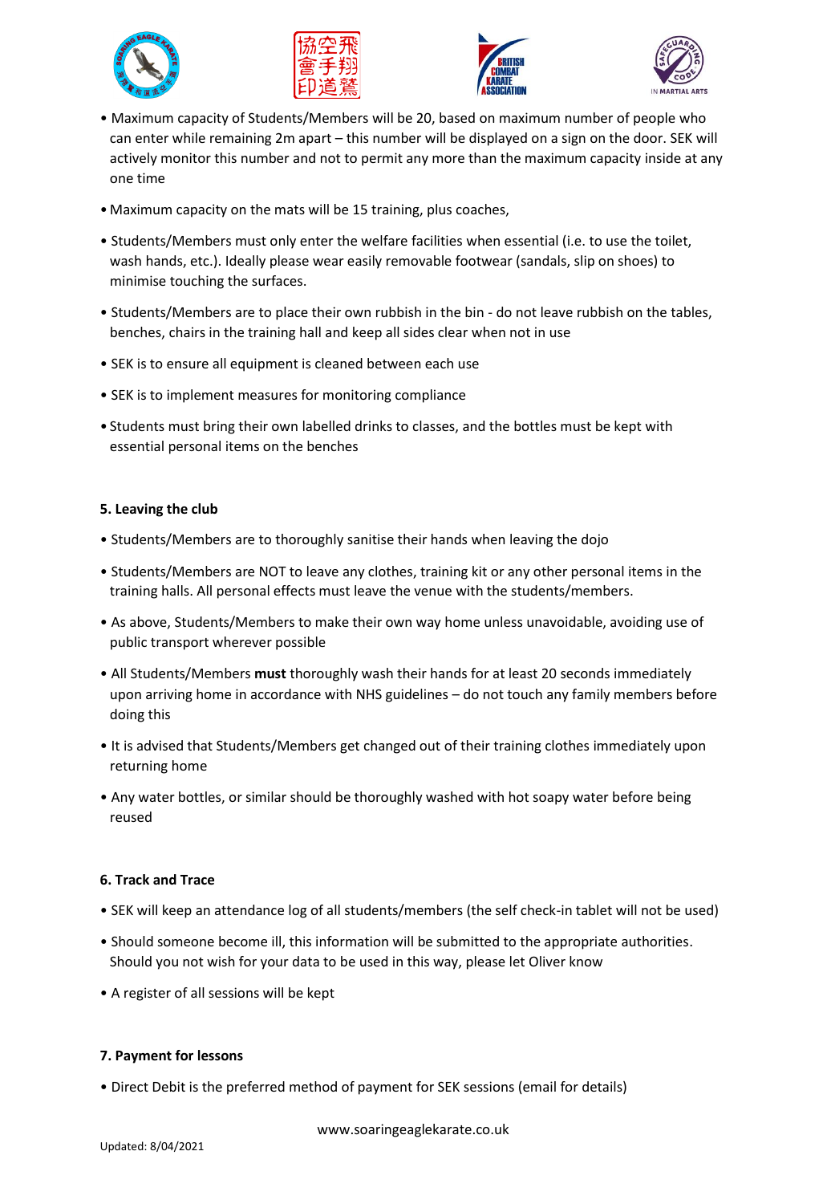- Maximum capacity of Students/Members will be 20, based on maximum number of people who can enter while remaining 2m apart – this number will be displayed on a sign on the door. SEK will actively monitor this number and not to permit any more than the maximum capacity inside at any one time
- Maximum capacity on the mats will be 15 training, plus coaches,
- Students/Members must only enter the welfare facilities when essential (i.e. to use the toilet, wash hands, etc.). Ideally please wear easily removable footwear (sandals, slip on shoes) to minimise touching the surfaces.
- Students/Members are to place their own rubbish in the bin - do not leave rubbish on the tables, benches, chairs in the training hall and keep all sides clear when not in use
- SEK is to ensure all equipment is cleaned between each use
- SEK is to implement measures for monitoring compliance
- Students must bring their own labelled drinks to classes, and the bottles must be kept with essential personal items on the benches

**5. Leaving the club**

- Students/Members are to thoroughly sanitise their hands when leaving the dojo
- Students/Members are NOT to leave any clothes, training kit or any other personal items in the training halls. All personal effects must leave the venue with the students/members.
- As above, Students/Members to make their own way home unless unavoidable, avoiding use of public transport wherever possible
- All Students/Members **must** thoroughly wash their hands for at least 20 seconds immediately upon arriving home in accordance with NHS guidelines – do not touch any family members before doing this
- It is advised that Students/Members get changed out of their training clothes immediately upon returning home
- Any water bottles, or similar should be thoroughly washed with hot soapy water before being reused

**6. Track and Trace**

- SEK will keep an attendance log of all students/members (the self check-in tablet will not be used)
- Should someone become ill, this information will be submitted to the appropriate authorities. Should you not wish for your data to be used in this way, please let Oliver know
- A register of all sessions will be kept

**7. Payment for lessons**

- Direct Debit is the preferred method of payment for SEK sessions (email for details)

www.soaringeaglekarate.co.uk

Updated: 8/04/2021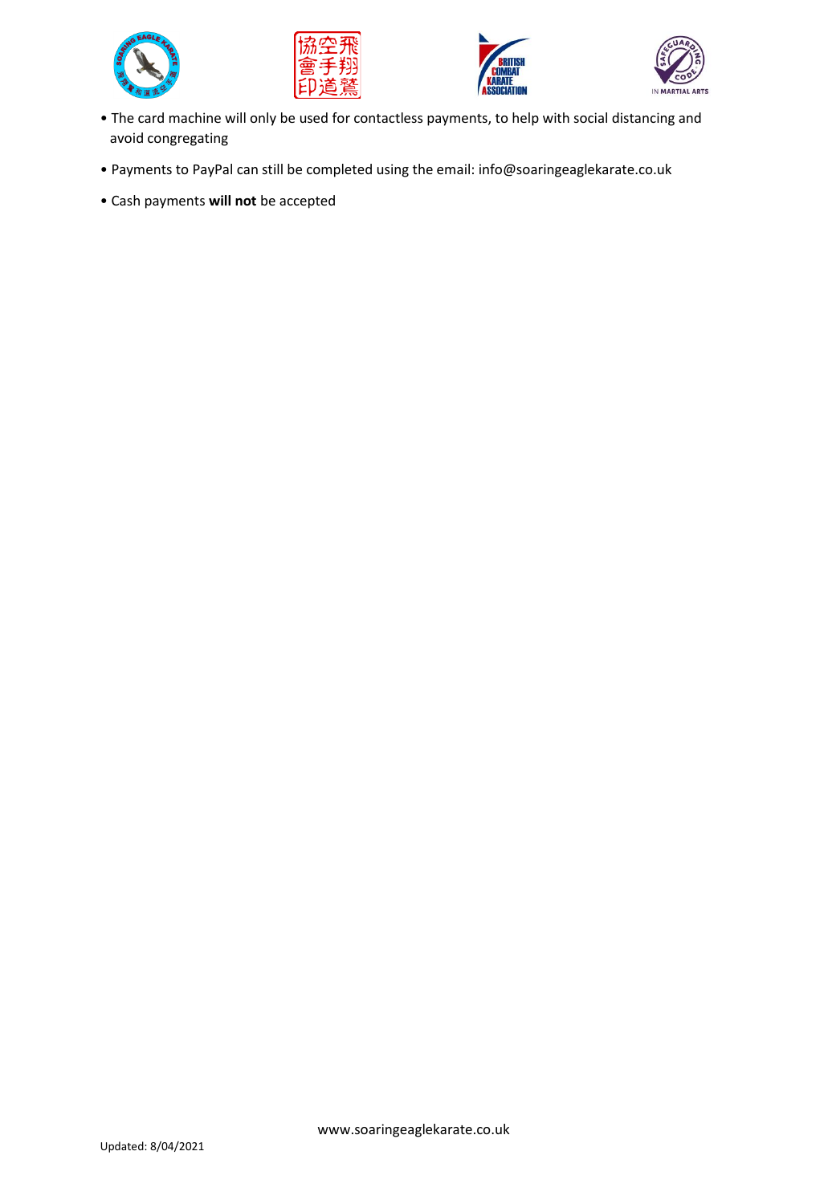- The card machine will only be used for contactless payments, to help with social distancing and avoid congregating
- Payments to PayPal can still be completed using the email: info@soaringeaglekarate.co.uk
- Cash payments **will not** be accepted